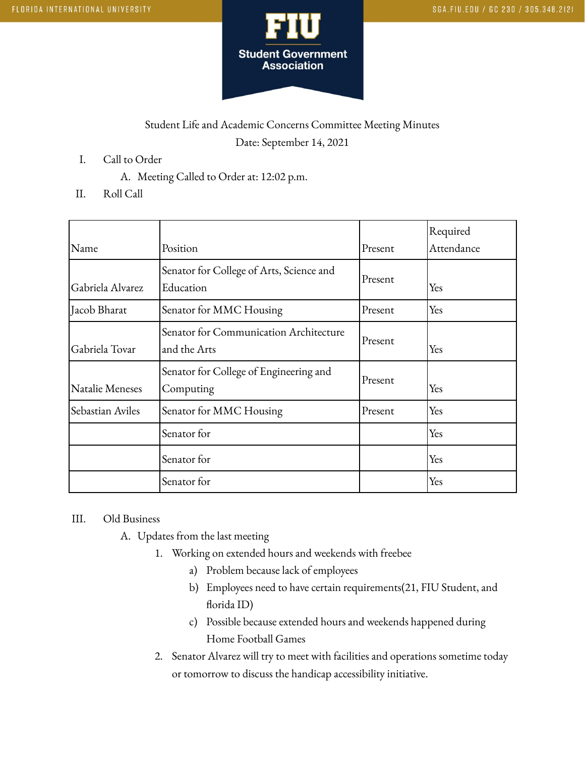FLORIDA INTERNATIONAL UNIVERSITY

SGA.FIU.EDU / GC 230 / 305.348.2121

**FIU Student Government Association**

Student Life and Academic Concerns Committee Meeting Minutes

Date: September 14, 2021

I. Call to Order
   A. Meeting Called to Order at: 12:02 p.m.

II. Roll Call

| Name | Position | Present | Required Attendance |
|---|---|---|---|
| Gabriela Alvarez | Senator for College of Arts, Science and Education | Present | Yes |
| Jacob Bharat | Senator for MMC Housing | Present | Yes |
| Gabriela Tovar | Senator for Communication Architecture and the Arts | Present | Yes |
| Natalie Meneses | Senator for College of Engineering and Computing | Present | Yes |
| Sebastian Aviles | Senator for MMC Housing | Present | Yes |
| | Senator for | | Yes |
| | Senator for | | Yes |
| | Senator for | | Yes |

III. Old Business
   A. Updates from the last meeting
      1. Working on extended hours and weekends with freebee
         a) Problem because lack of employees
         b) Employees need to have certain requirements(21, FIU Student, and florida ID)
         c) Possible because extended hours and weekends happened during Home Football Games
      2. Senator Alvarez will try to meet with facilities and operations sometime today or tomorrow to discuss the handicap accessibility initiative.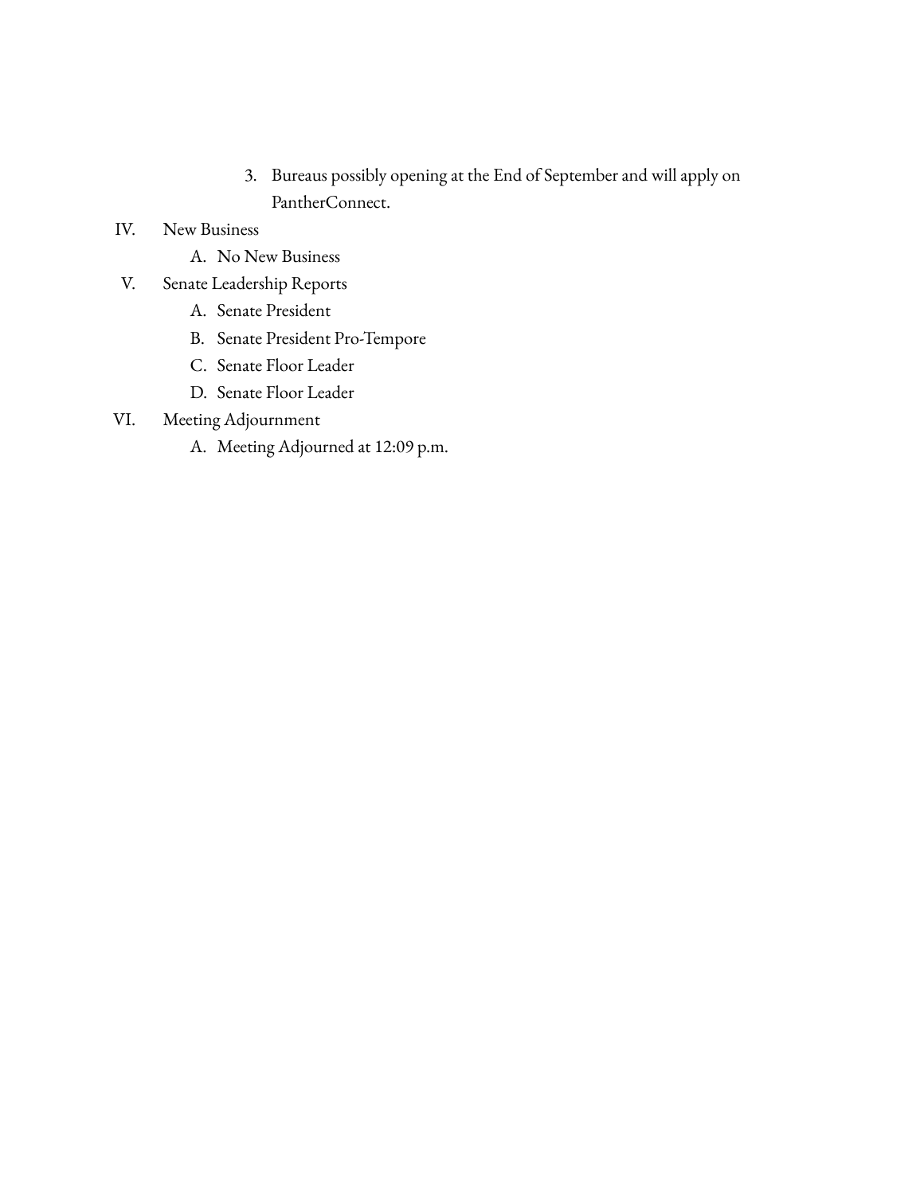3. Bureaus possibly opening at the End of September and will apply on PantherConnect.

IV. New Business
   A. No New Business

V. Senate Leadership Reports
   A. Senate President
   B. Senate President Pro-Tempore
   C. Senate Floor Leader
   D. Senate Floor Leader

VI. Meeting Adjournment
   A. Meeting Adjourned at 12:09 p.m.